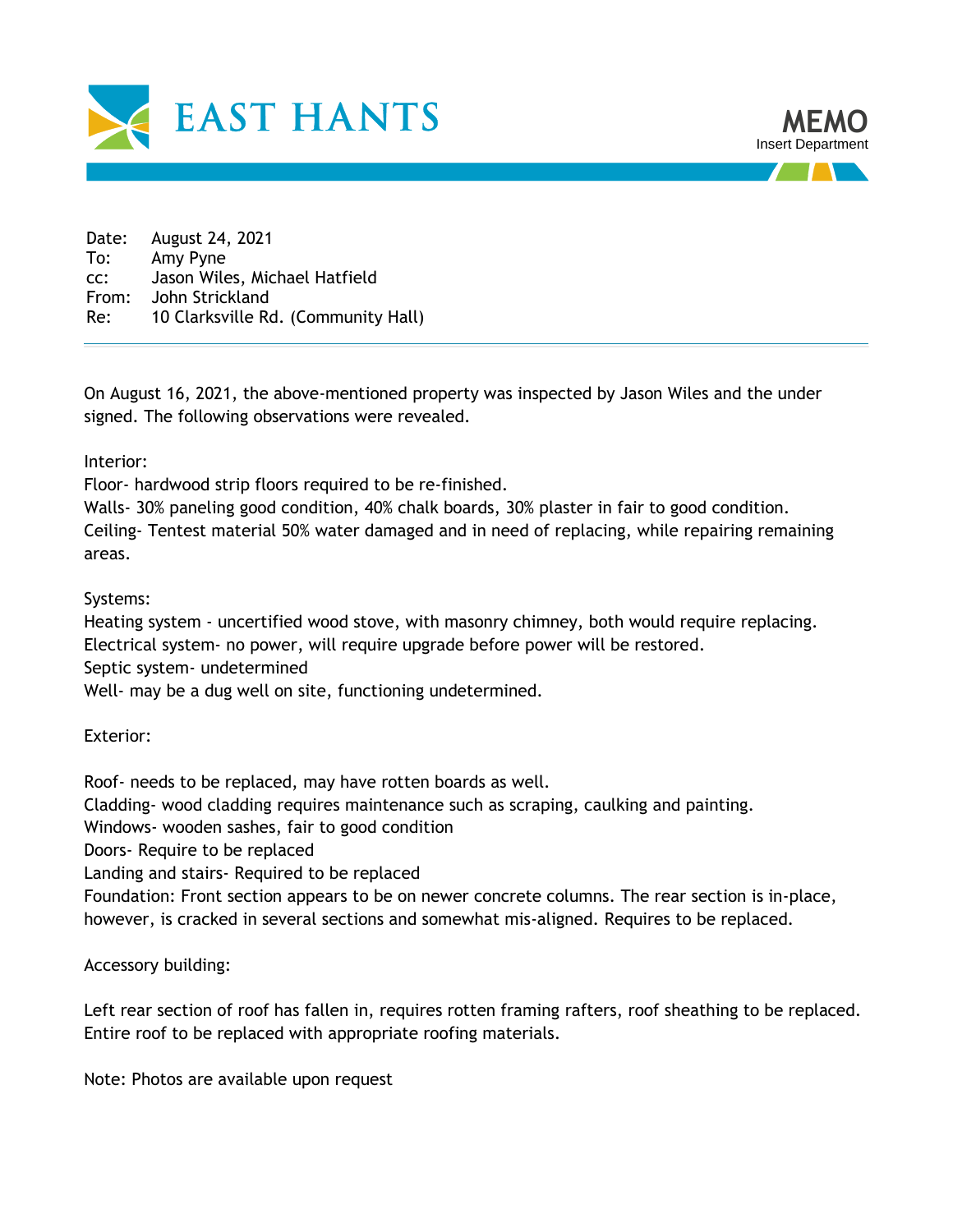# EAST HANTS

**MEMO**
Insert Department

Date: August 24, 2021
To: Amy Pyne
cc: Jason Wiles, Michael Hatfield
From: John Strickland
Re: 10 Clarksville Rd. (Community Hall)

---

On August 16, 2021, the above-mentioned property was inspected by Jason Wiles and the under signed. The following observations were revealed.

Interior:
Floor- hardwood strip floors required to be re-finished.
Walls- 30% paneling good condition, 40% chalk boards, 30% plaster in fair to good condition.
Ceiling- Tentest material 50% water damaged and in need of replacing, while repairing remaining areas.

Systems:
Heating system - uncertified wood stove, with masonry chimney, both would require replacing.
Electrical system- no power, will require upgrade before power will be restored.
Septic system- undetermined
Well- may be a dug well on site, functioning undetermined.

Exterior:

Roof- needs to be replaced, may have rotten boards as well.
Cladding- wood cladding requires maintenance such as scraping, caulking and painting.
Windows- wooden sashes, fair to good condition
Doors- Require to be replaced
Landing and stairs- Required to be replaced
Foundation: Front section appears to be on newer concrete columns. The rear section is in-place, however, is cracked in several sections and somewhat mis-aligned. Requires to be replaced.

Accessory building:

Left rear section of roof has fallen in, requires rotten framing rafters, roof sheathing to be replaced. Entire roof to be replaced with appropriate roofing materials.

Note: Photos are available upon request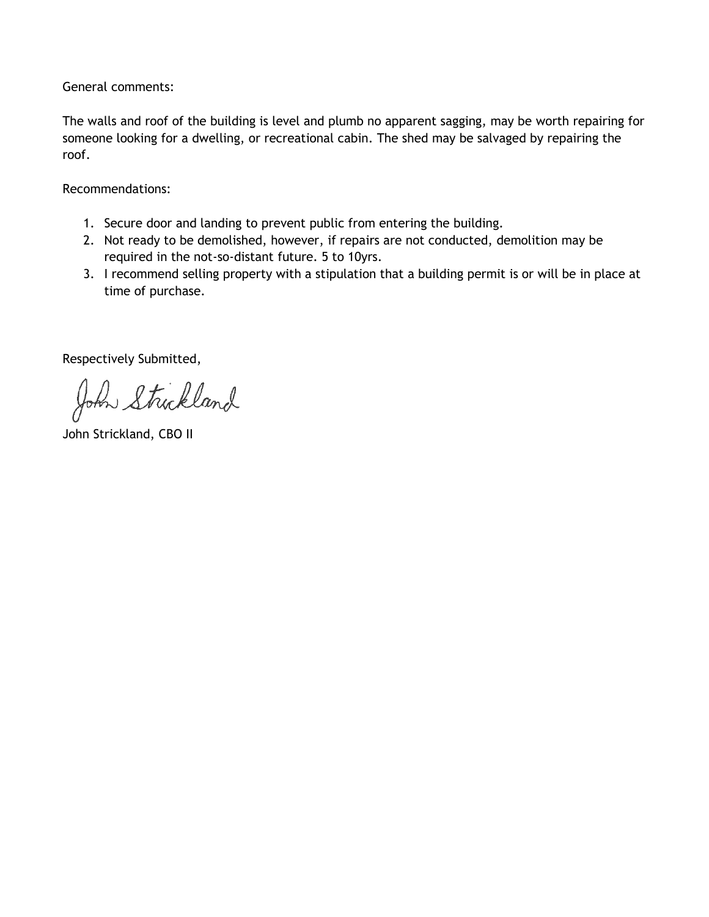General comments:

The walls and roof of the building is level and plumb no apparent sagging, may be worth repairing for someone looking for a dwelling, or recreational cabin. The shed may be salvaged by repairing the roof.

Recommendations:

1. Secure door and landing to prevent public from entering the building.
2. Not ready to be demolished, however, if repairs are not conducted, demolition may be required in the not-so-distant future. 5 to 10yrs.
3. I recommend selling property with a stipulation that a building permit is or will be in place at time of purchase.

Respectively Submitted,

John Strickland

John Strickland, CBO II